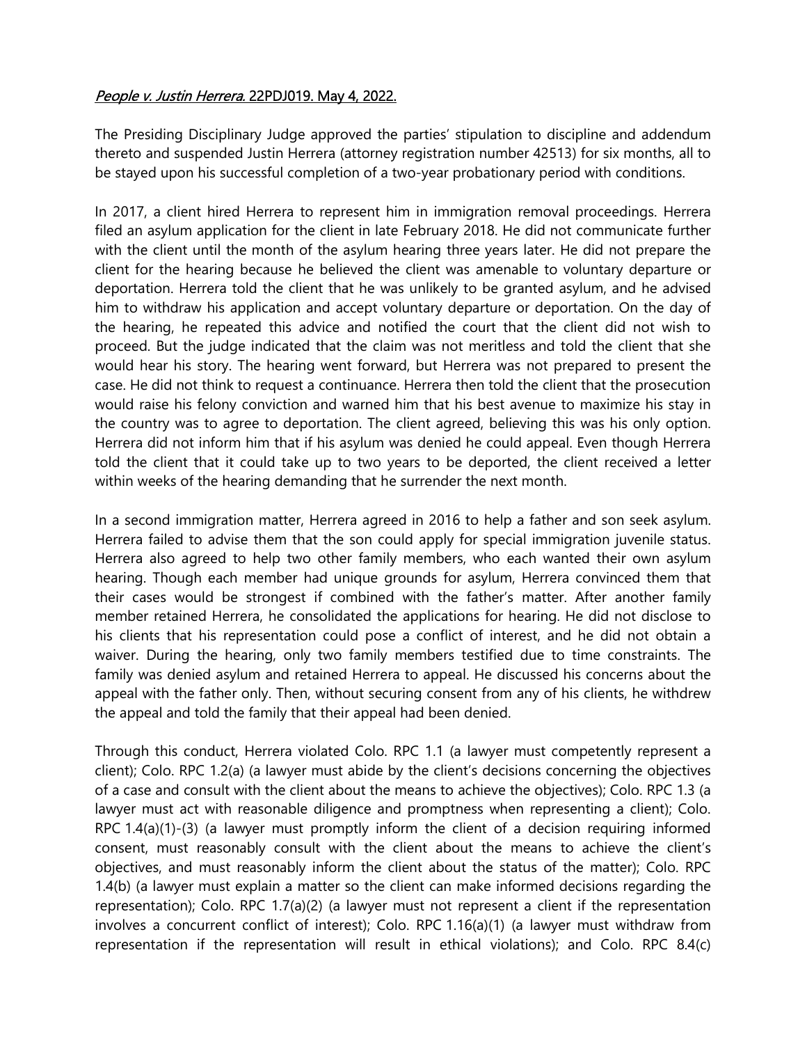*People v. Justin Herrera*. 22PDJ019. May 4, 2022.

The Presiding Disciplinary Judge approved the parties' stipulation to discipline and addendum thereto and suspended Justin Herrera (attorney registration number 42513) for six months, all to be stayed upon his successful completion of a two-year probationary period with conditions.

In 2017, a client hired Herrera to represent him in immigration removal proceedings. Herrera filed an asylum application for the client in late February 2018. He did not communicate further with the client until the month of the asylum hearing three years later. He did not prepare the client for the hearing because he believed the client was amenable to voluntary departure or deportation. Herrera told the client that he was unlikely to be granted asylum, and he advised him to withdraw his application and accept voluntary departure or deportation. On the day of the hearing, he repeated this advice and notified the court that the client did not wish to proceed. But the judge indicated that the claim was not meritless and told the client that she would hear his story. The hearing went forward, but Herrera was not prepared to present the case. He did not think to request a continuance. Herrera then told the client that the prosecution would raise his felony conviction and warned him that his best avenue to maximize his stay in the country was to agree to deportation. The client agreed, believing this was his only option. Herrera did not inform him that if his asylum was denied he could appeal. Even though Herrera told the client that it could take up to two years to be deported, the client received a letter within weeks of the hearing demanding that he surrender the next month.

In a second immigration matter, Herrera agreed in 2016 to help a father and son seek asylum. Herrera failed to advise them that the son could apply for special immigration juvenile status. Herrera also agreed to help two other family members, who each wanted their own asylum hearing. Though each member had unique grounds for asylum, Herrera convinced them that their cases would be strongest if combined with the father's matter. After another family member retained Herrera, he consolidated the applications for hearing. He did not disclose to his clients that his representation could pose a conflict of interest, and he did not obtain a waiver. During the hearing, only two family members testified due to time constraints. The family was denied asylum and retained Herrera to appeal. He discussed his concerns about the appeal with the father only. Then, without securing consent from any of his clients, he withdrew the appeal and told the family that their appeal had been denied.

Through this conduct, Herrera violated Colo. RPC 1.1 (a lawyer must competently represent a client); Colo. RPC 1.2(a) (a lawyer must abide by the client's decisions concerning the objectives of a case and consult with the client about the means to achieve the objectives); Colo. RPC 1.3 (a lawyer must act with reasonable diligence and promptness when representing a client); Colo. RPC 1.4(a)(1)-(3) (a lawyer must promptly inform the client of a decision requiring informed consent, must reasonably consult with the client about the means to achieve the client's objectives, and must reasonably inform the client about the status of the matter); Colo. RPC 1.4(b) (a lawyer must explain a matter so the client can make informed decisions regarding the representation); Colo. RPC 1.7(a)(2) (a lawyer must not represent a client if the representation involves a concurrent conflict of interest); Colo. RPC 1.16(a)(1) (a lawyer must withdraw from representation if the representation will result in ethical violations); and Colo. RPC 8.4(c)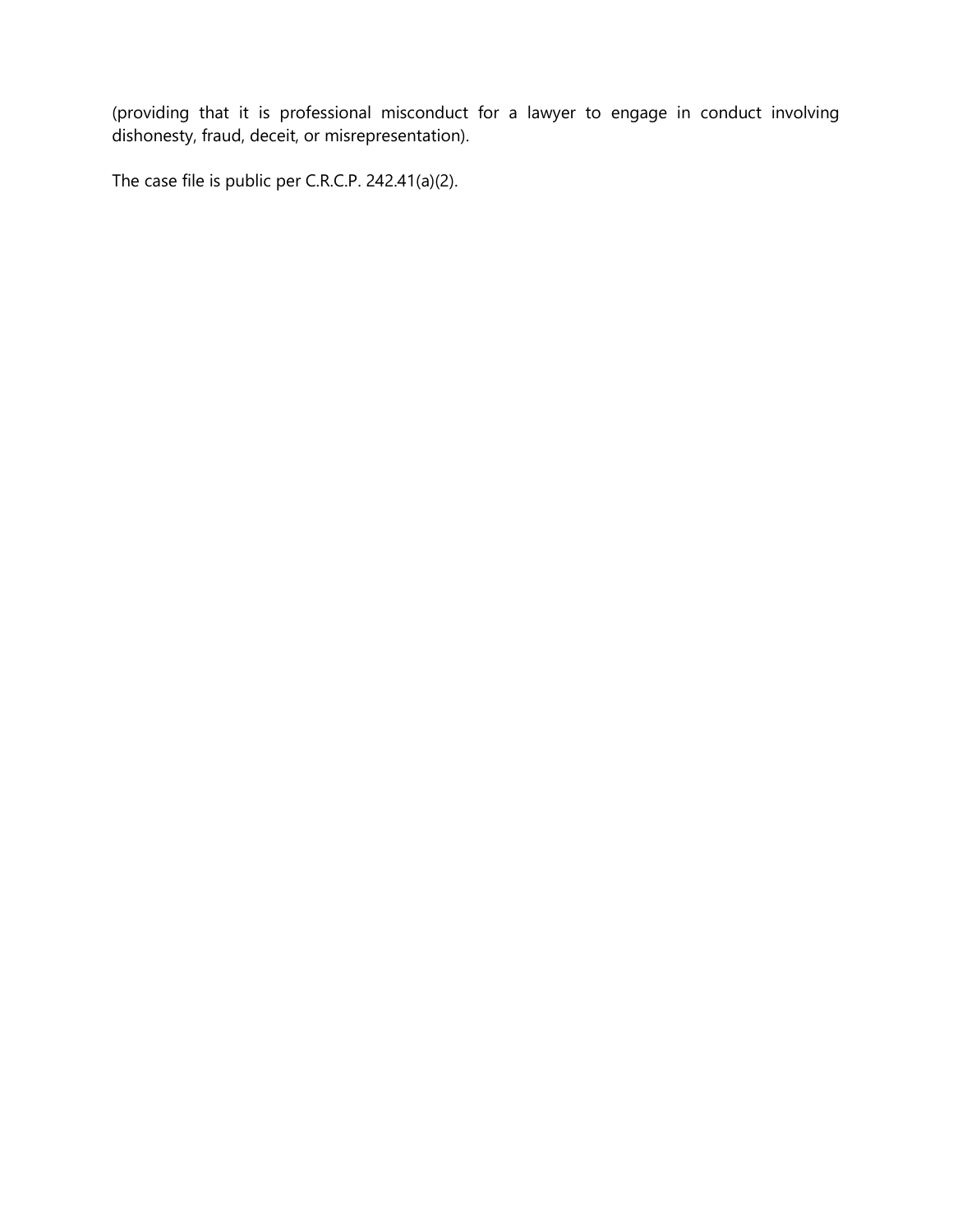(providing that it is professional misconduct for a lawyer to engage in conduct involving dishonesty, fraud, deceit, or misrepresentation).

The case file is public per C.R.C.P. 242.41(a)(2).